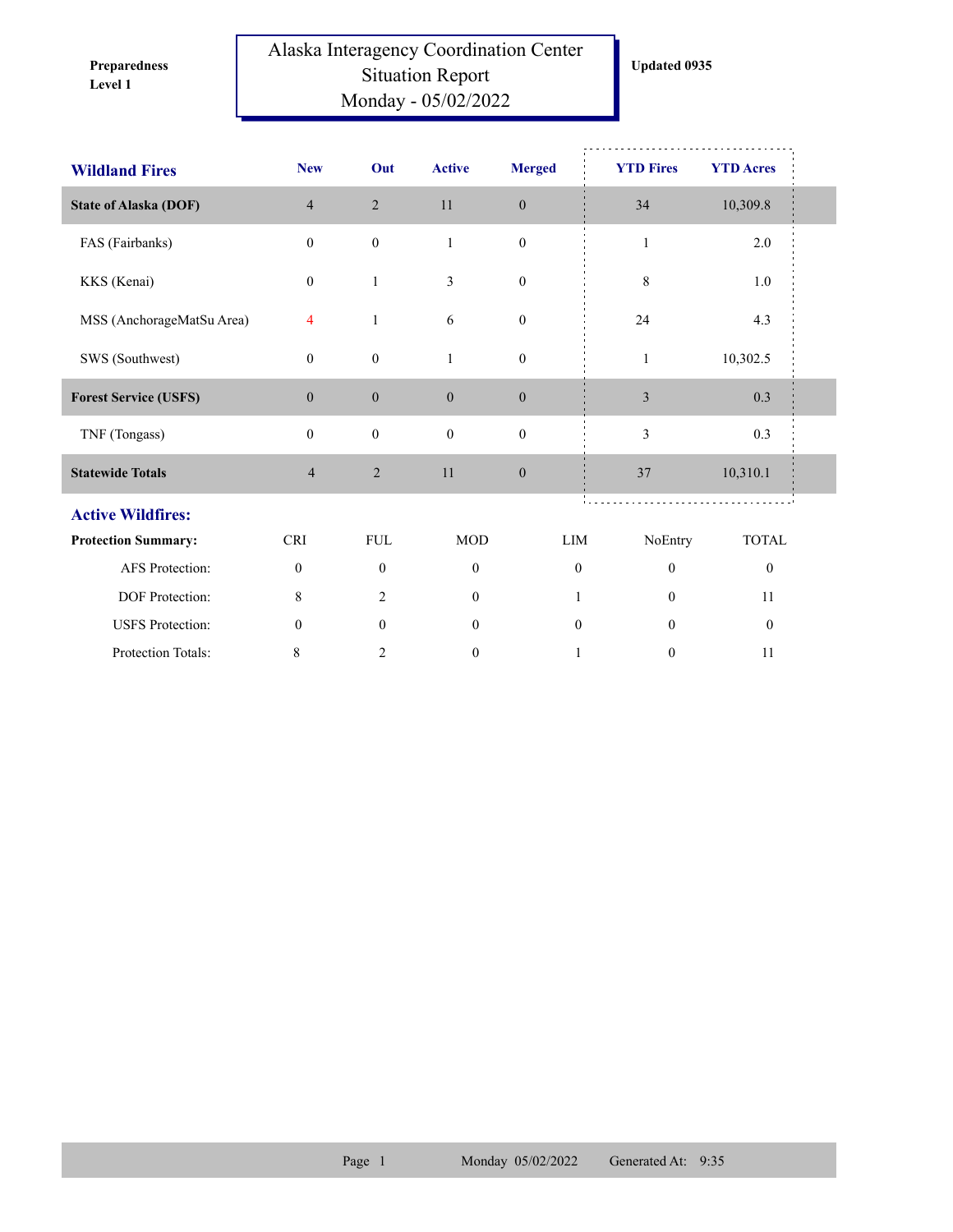**Preparedness Level 1**

# Alaska Interagency Coordination Center Situation Report Monday - 05/02/2022

**Updated 0935**

| Wildland Fires | New | Out | Active | Merged | YTD Fires | YTD Acres |
|---|---|---|---|---|---|---|
| **State of Alaska (DOF)** | 4 | 2 | 11 | 0 | 34 | 10,309.8 |
| FAS (Fairbanks) | 0 | 0 | 1 | 0 | 1 | 2.0 |
| KKS (Kenai) | 0 | 1 | 3 | 0 | 8 | 1.0 |
| MSS (AnchorageMatSu Area) | 4 | 1 | 6 | 0 | 24 | 4.3 |
| SWS (Southwest) | 0 | 0 | 1 | 0 | 1 | 10,302.5 |
| **Forest Service (USFS)** | 0 | 0 | 0 | 0 | 3 | 0.3 |
| TNF (Tongass) | 0 | 0 | 0 | 0 | 3 | 0.3 |
| **Statewide Totals** | 4 | 2 | 11 | 0 | 37 | 10,310.1 |

## Active Wildfires:

| Protection Summary: | CRI | FUL | MOD | LIM | NoEntry | TOTAL |
|---|---|---|---|---|---|---|
| AFS Protection: | 0 | 0 | 0 | 0 | 0 | 0 |
| DOF Protection: | 8 | 2 | 0 | 1 | 0 | 11 |
| USFS Protection: | 0 | 0 | 0 | 0 | 0 | 0 |
| Protection Totals: | 8 | 2 | 0 | 1 | 0 | 11 |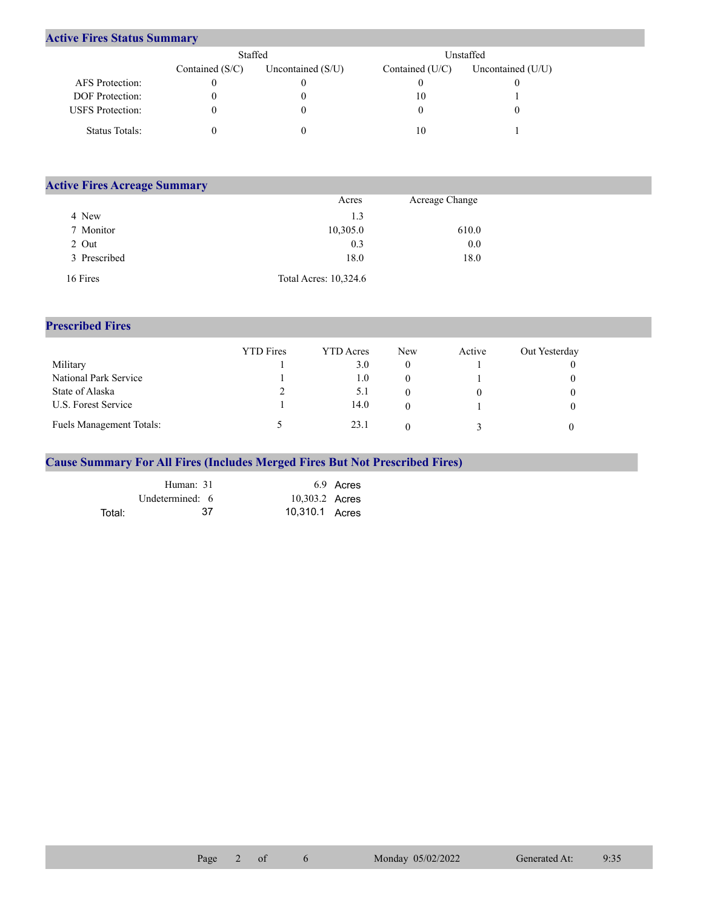## Active Fires Status Summary

| | Staffed | | Unstaffed | |
|---|---|---|---|---|
| | Contained (S/C) | Uncontained (S/U) | Contained (U/C) | Uncontained (U/U) |
| AFS Protection: | 0 | 0 | 0 | 0 |
| DOF Protection: | 0 | 0 | 10 | 1 |
| USFS Protection: | 0 | 0 | 0 | 0 |
| Status Totals: | 0 | 0 | 10 | 1 |

## Active Fires Acreage Summary

| | Acres | Acreage Change |
|---|---|---|
| 4 New | 1.3 | |
| 7 Monitor | 10,305.0 | 610.0 |
| 2 Out | 0.3 | 0.0 |
| 3 Prescribed | 18.0 | 18.0 |
| 16 Fires | Total Acres: 10,324.6 | |

## Prescribed Fires

| | YTD Fires | YTD Acres | New | Active | Out Yesterday |
|---|---|---|---|---|---|
| Military | 1 | 3.0 | 0 | 1 | 0 |
| National Park Service | 1 | 1.0 | 0 | 1 | 0 |
| State of Alaska | 2 | 5.1 | 0 | 0 | 0 |
| U.S. Forest Service | 1 | 14.0 | 0 | 1 | 0 |
| Fuels Management Totals: | 5 | 23.1 | 0 | 3 | 0 |

## Cause Summary For All Fires (Includes Merged Fires But Not Prescribed Fires)

| | | |
|---|---|---|
| Human: | 31 | 6.9 Acres |
| Undetermined: | 6 | 10,303.2 Acres |
| Total: | 37 | 10,310.1 Acres |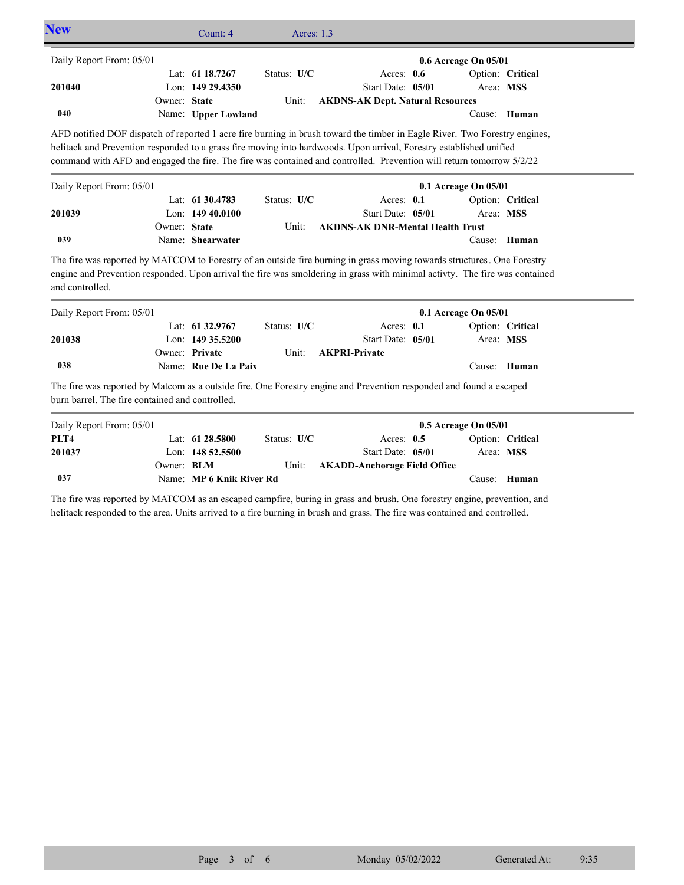## New

Count: 4 Acres: 1.3

---

Daily Report From: 05/01 — **0.6 Acreage On 05/01**

| | | | |
|---|---|---|---|
| **201040** | Lat: **61 18.7267** | Status: **U/C** | Acres: **0.6** | 
| **040** | Lon: **149 29.4350** | Start Date: **05/01** | Option: **Critical** |
| | Owner: **State** | Unit: **AKDNS-AK Dept. Natural Resources** | Area: **MSS** |
| | Name: **Upper Lowland** | | Cause: **Human** |

AFD notified DOF dispatch of reported 1 acre fire burning in brush toward the timber in Eagle River. Two Forestry engines, helitack and Prevention responded to a grass fire moving into hardwoods. Upon arrival, Forestry established unified command with AFD and engaged the fire. The fire was contained and controlled. Prevention will return tomorrow 5/2/22

---

Daily Report From: 05/01 — **0.1 Acreage On 05/01**

| | | | |
|---|---|---|---|
| **201039** | Lat: **61 30.4783** | Status: **U/C** | Acres: **0.1** |
| **039** | Lon: **149 40.0100** | Start Date: **05/01** | Option: **Critical** |
| | Owner: **State** | Unit: **AKDNS-AK DNR-Mental Health Trust** | Area: **MSS** |
| | Name: **Shearwater** | | Cause: **Human** |

The fire was reported by MATCOM to Forestry of an outside fire burning in grass moving towards structures. One Forestry engine and Prevention responded. Upon arrival the fire was smoldering in grass with minimal activty. The fire was contained and controlled.

---

Daily Report From: 05/01 — **0.1 Acreage On 05/01**

| | | | |
|---|---|---|---|
| **201038** | Lat: **61 32.9767** | Status: **U/C** | Acres: **0.1** |
| **038** | Lon: **149 35.5200** | Start Date: **05/01** | Option: **Critical** |
| | Owner: **Private** | Unit: **AKPRI-Private** | Area: **MSS** |
| | Name: **Rue De La Paix** | | Cause: **Human** |

The fire was reported by Matcom as a outside fire. One Forestry engine and Prevention responded and found a escaped burn barrel. The fire contained and controlled.

---

Daily Report From: 05/01 — **0.5 Acreage On 05/01**

| | | | |
|---|---|---|---|
| **PLT4** | Lat: **61 28.5800** | Status: **U/C** | Acres: **0.5** |
| **201037** | Lon: **148 52.5500** | Start Date: **05/01** | Option: **Critical** |
| **037** | Owner: **BLM** | Unit: **AKADD-Anchorage Field Office** | Area: **MSS** |
| | Name: **MP 6 Knik River Rd** | | Cause: **Human** |

The fire was reported by MATCOM as an escaped campfire, buring in grass and brush. One forestry engine, prevention, and helitack responded to the area. Units arrived to a fire burning in brush and grass. The fire was contained and controlled.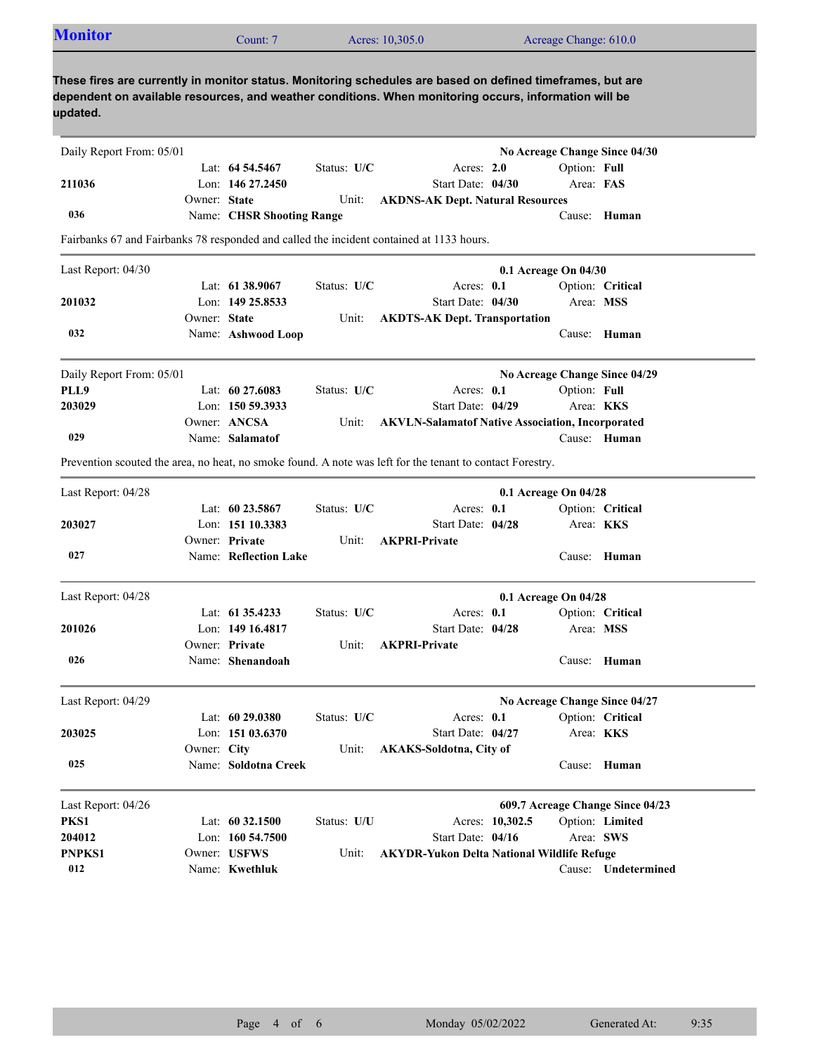## Monitor

Count: 7 | Acres: 10,305.0 | Acreage Change: 610.0

**These fires are currently in monitor status. Monitoring schedules are based on defined timeframes, but are dependent on available resources, and weather conditions. When monitoring occurs, information will be updated.**

---

Daily Report From: 05/01 — **No Acreage Change Since 04/30**

| | | | | |
|---|---|---|---|---|
| | Lat: **64 54.5467** | Status: **U/C** | Acres: **2.0** | Option: **Full** |
| **211036** | Lon: **146 27.2450** | | Start Date: **04/30** | Area: **FAS** |
| | Owner: **State** | Unit: | **AKDNS-AK Dept. Natural Resources** | |
| **036** | Name: **CHSR Shooting Range** | | | Cause: **Human** |

Fairbanks 67 and Fairbanks 78 responded and called the incident contained at 1133 hours.

---

Last Report: 04/30 — **0.1 Acreage On 04/30**

| | | | | |
|---|---|---|---|---|
| | Lat: **61 38.9067** | Status: **U/C** | Acres: **0.1** | Option: **Critical** |
| **201032** | Lon: **149 25.8533** | | Start Date: **04/30** | Area: **MSS** |
| | Owner: **State** | Unit: | **AKDTS-AK Dept. Transportation** | |
| **032** | Name: **Ashwood Loop** | | | Cause: **Human** |

---

Daily Report From: 05/01 — **No Acreage Change Since 04/29**

| | | | | |
|---|---|---|---|---|
| **PLL9** | Lat: **60 27.6083** | Status: **U/C** | Acres: **0.1** | Option: **Full** |
| **203029** | Lon: **150 59.3933** | | Start Date: **04/29** | Area: **KKS** |
| | Owner: **ANCSA** | Unit: | **AKVLN-Salamatof Native Association, Incorporated** | |
| **029** | Name: **Salamatof** | | | Cause: **Human** |

Prevention scouted the area, no heat, no smoke found. A note was left for the tenant to contact Forestry.

---

Last Report: 04/28 — **0.1 Acreage On 04/28**

| | | | | |
|---|---|---|---|---|
| | Lat: **60 23.5867** | Status: **U/C** | Acres: **0.1** | Option: **Critical** |
| **203027** | Lon: **151 10.3383** | | Start Date: **04/28** | Area: **KKS** |
| | Owner: **Private** | Unit: | **AKPRI-Private** | |
| **027** | Name: **Reflection Lake** | | | Cause: **Human** |

---

Last Report: 04/28 — **0.1 Acreage On 04/28**

| | | | | |
|---|---|---|---|---|
| | Lat: **61 35.4233** | Status: **U/C** | Acres: **0.1** | Option: **Critical** |
| **201026** | Lon: **149 16.4817** | | Start Date: **04/28** | Area: **MSS** |
| | Owner: **Private** | Unit: | **AKPRI-Private** | |
| **026** | Name: **Shenandoah** | | | Cause: **Human** |

---

Last Report: 04/29 — **No Acreage Change Since 04/27**

| | | | | |
|---|---|---|---|---|
| | Lat: **60 29.0380** | Status: **U/C** | Acres: **0.1** | Option: **Critical** |
| **203025** | Lon: **151 03.6370** | | Start Date: **04/27** | Area: **KKS** |
| | Owner: **City** | Unit: | **AKAKS-Soldotna, City of** | |
| **025** | Name: **Soldotna Creek** | | | Cause: **Human** |

---

Last Report: 04/26 — **609.7 Acreage Change Since 04/23**

| | | | | |
|---|---|---|---|---|
| **PKS1** | Lat: **60 32.1500** | Status: **U/U** | Acres: **10,302.5** | Option: **Limited** |
| **204012** | Lon: **160 54.7500** | | Start Date: **04/16** | Area: **SWS** |
| **PNPKS1** | Owner: **USFWS** | Unit: | **AKYDR-Yukon Delta National Wildlife Refuge** | |
| **012** | Name: **Kwethluk** | | | Cause: **Undetermined** |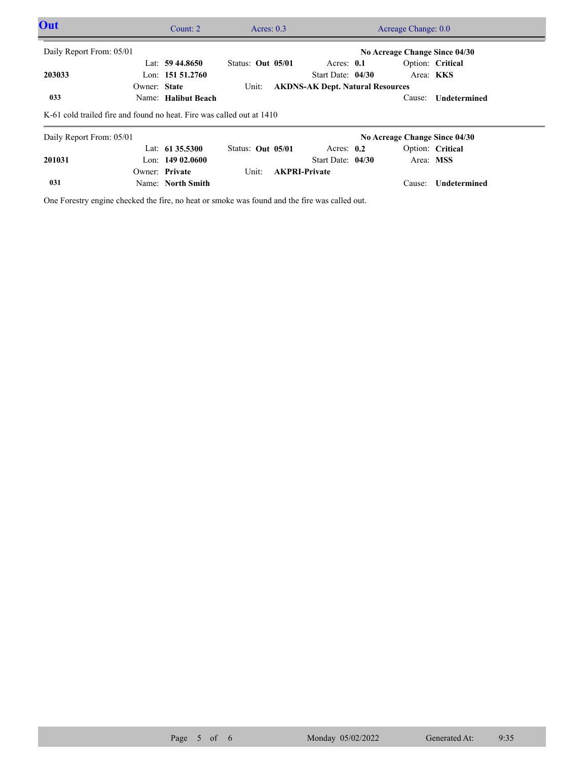## Out

Count: 2 | Acres: 0.3 | Acreage Change: 0.0

---

Daily Report From: 05/01 | **No Acreage Change Since 04/30**

| | | | | |
|---|---|---|---|---|
| | Lat: **59 44.8650** | Status: **Out 05/01** | Acres: **0.1** | Option: **Critical** |
| **203033** | Lon: **151 51.2760** | | Start Date: **04/30** | Area: **KKS** |
| | Owner: **State** | Unit: **AKDNS-AK Dept. Natural Resources** | | |
| **033** | Name: **Halibut Beach** | | | Cause: **Undetermined** |

K-61 cold trailed fire and found no heat. Fire was called out at 1410

---

Daily Report From: 05/01 | **No Acreage Change Since 04/30**

| | | | | |
|---|---|---|---|---|
| | Lat: **61 35.5300** | Status: **Out 05/01** | Acres: **0.2** | Option: **Critical** |
| **201031** | Lon: **149 02.0600** | | Start Date: **04/30** | Area: **MSS** |
| | Owner: **Private** | Unit: **AKPRI-Private** | | |
| **031** | Name: **North Smith** | | | Cause: **Undetermined** |

One Forestry engine checked the fire, no heat or smoke was found and the fire was called out.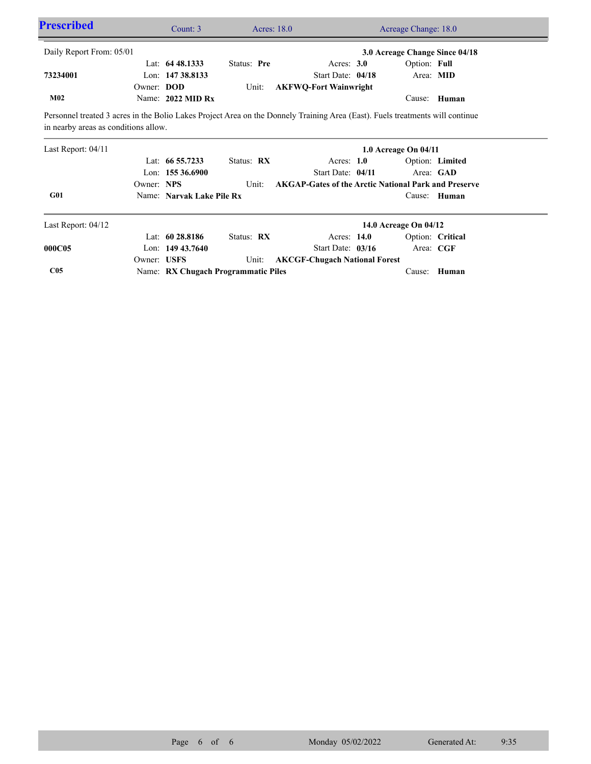## Prescribed

Count: 3 Acres: 18.0 Acreage Change: 18.0

| | | | | |
|---|---|---|---|---|
| Daily Report From: 05/01 | | | | **3.0 Acreage Change Since 04/18** |
| | Lat: **64 48.1333** | Status: **Pre** | Acres: **3.0** | Option: **Full** |
| **73234001** | Lon: **147 38.8133** | | Start Date: **04/18** | Area: **MID** |
| | Owner: **DOD** | Unit: | **AKFWQ-Fort Wainwright** | |
| **M02** | Name: **2022 MID Rx** | | | Cause: **Human** |

Personnel treated 3 acres in the Bolio Lakes Project Area on the Donnely Training Area (East). Fuels treatments will continue in nearby areas as conditions allow.

| | | | | |
|---|---|---|---|---|
| Last Report: 04/11 | | | | **1.0 Acreage On 04/11** |
| | Lat: **66 55.7233** | Status: **RX** | Acres: **1.0** | Option: **Limited** |
| | Lon: **155 36.6900** | | Start Date: **04/11** | Area: **GAD** |
| | Owner: **NPS** | Unit: | **AKGAP-Gates of the Arctic National Park and Preserve** | |
| **G01** | Name: **Narvak Lake Pile Rx** | | | Cause: **Human** |

| | | | | |
|---|---|---|---|---|
| Last Report: 04/12 | | | | **14.0 Acreage On 04/12** |
| | Lat: **60 28.8186** | Status: **RX** | Acres: **14.0** | Option: **Critical** |
| **000C05** | Lon: **149 43.7640** | | Start Date: **03/16** | Area: **CGF** |
| | Owner: **USFS** | Unit: | **AKCGF-Chugach National Forest** | |
| **C05** | Name: **RX Chugach Programmatic Piles** | | | Cause: **Human** |

Monday 05/02/2022 Generated At: 9:35